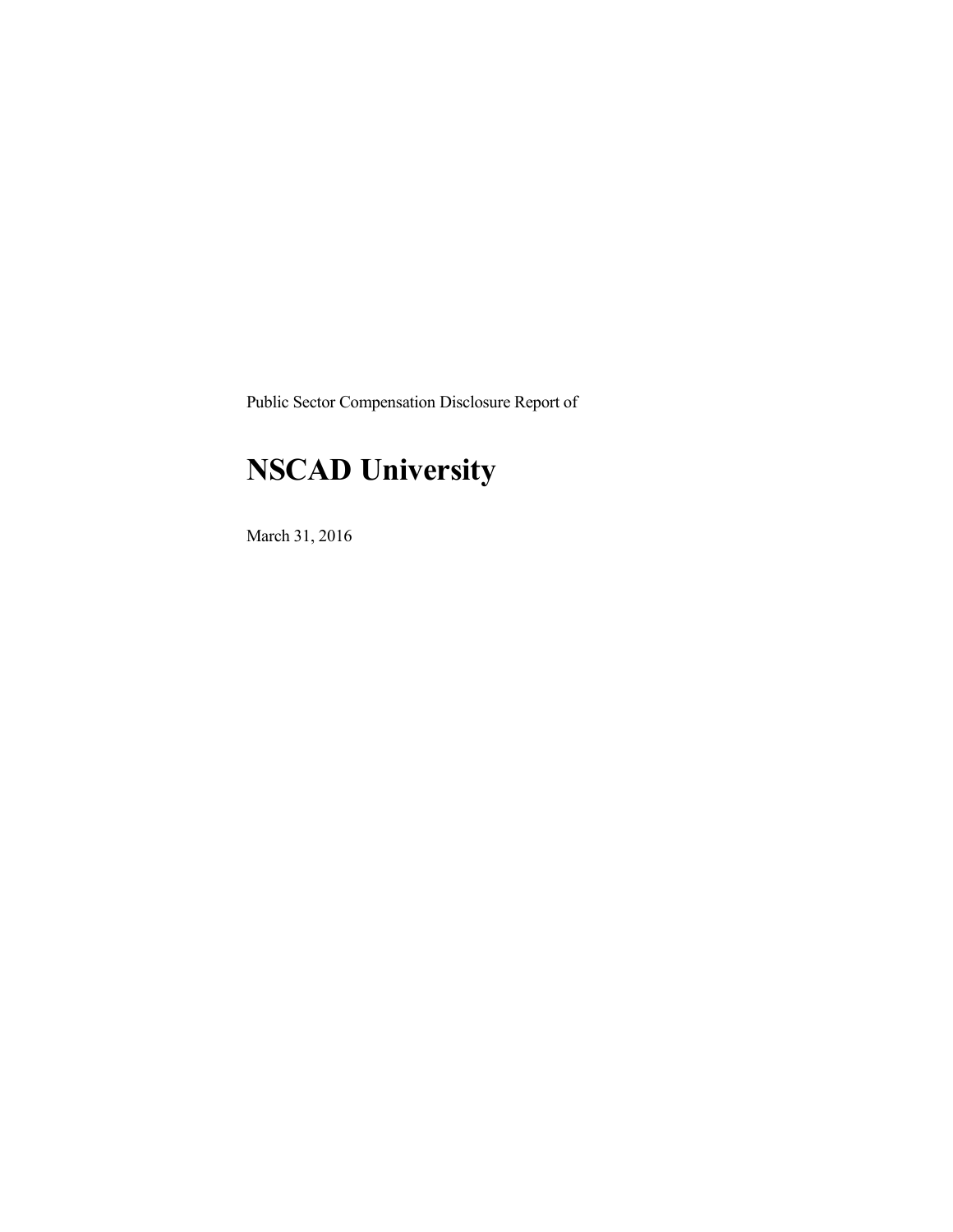Public Sector Compensation Disclosure Report of

# NSCAD University

March 31, 2016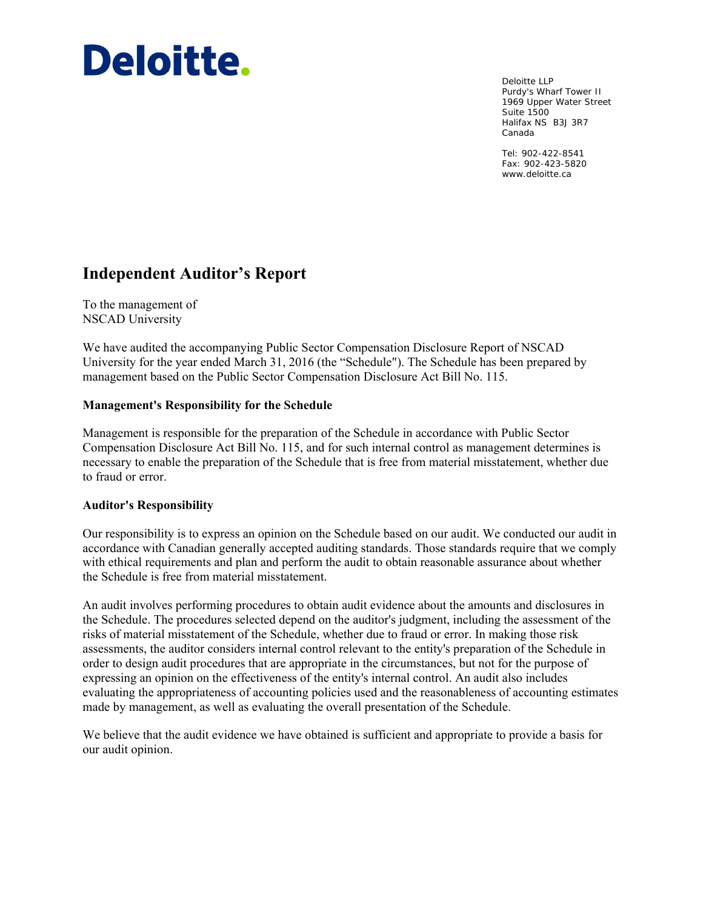# Deloitte.

Deloitte LLP
Purdy's Wharf Tower II
1969 Upper Water Street
Suite 1500
Halifax NS B3J 3R7
Canada

Tel: 902-422-8541
Fax: 902-423-5820
www.deloitte.ca

## Independent Auditor's Report

To the management of
NSCAD University

We have audited the accompanying Public Sector Compensation Disclosure Report of NSCAD University for the year ended March 31, 2016 (the "Schedule"). The Schedule has been prepared by management based on the Public Sector Compensation Disclosure Act Bill No. 115.

**Management's Responsibility for the Schedule**

Management is responsible for the preparation of the Schedule in accordance with Public Sector Compensation Disclosure Act Bill No. 115, and for such internal control as management determines is necessary to enable the preparation of the Schedule that is free from material misstatement, whether due to fraud or error.

**Auditor's Responsibility**

Our responsibility is to express an opinion on the Schedule based on our audit. We conducted our audit in accordance with Canadian generally accepted auditing standards. Those standards require that we comply with ethical requirements and plan and perform the audit to obtain reasonable assurance about whether the Schedule is free from material misstatement.

An audit involves performing procedures to obtain audit evidence about the amounts and disclosures in the Schedule. The procedures selected depend on the auditor's judgment, including the assessment of the risks of material misstatement of the Schedule, whether due to fraud or error. In making those risk assessments, the auditor considers internal control relevant to the entity's preparation of the Schedule in order to design audit procedures that are appropriate in the circumstances, but not for the purpose of expressing an opinion on the effectiveness of the entity's internal control. An audit also includes evaluating the appropriateness of accounting policies used and the reasonableness of accounting estimates made by management, as well as evaluating the overall presentation of the Schedule.

We believe that the audit evidence we have obtained is sufficient and appropriate to provide a basis for our audit opinion.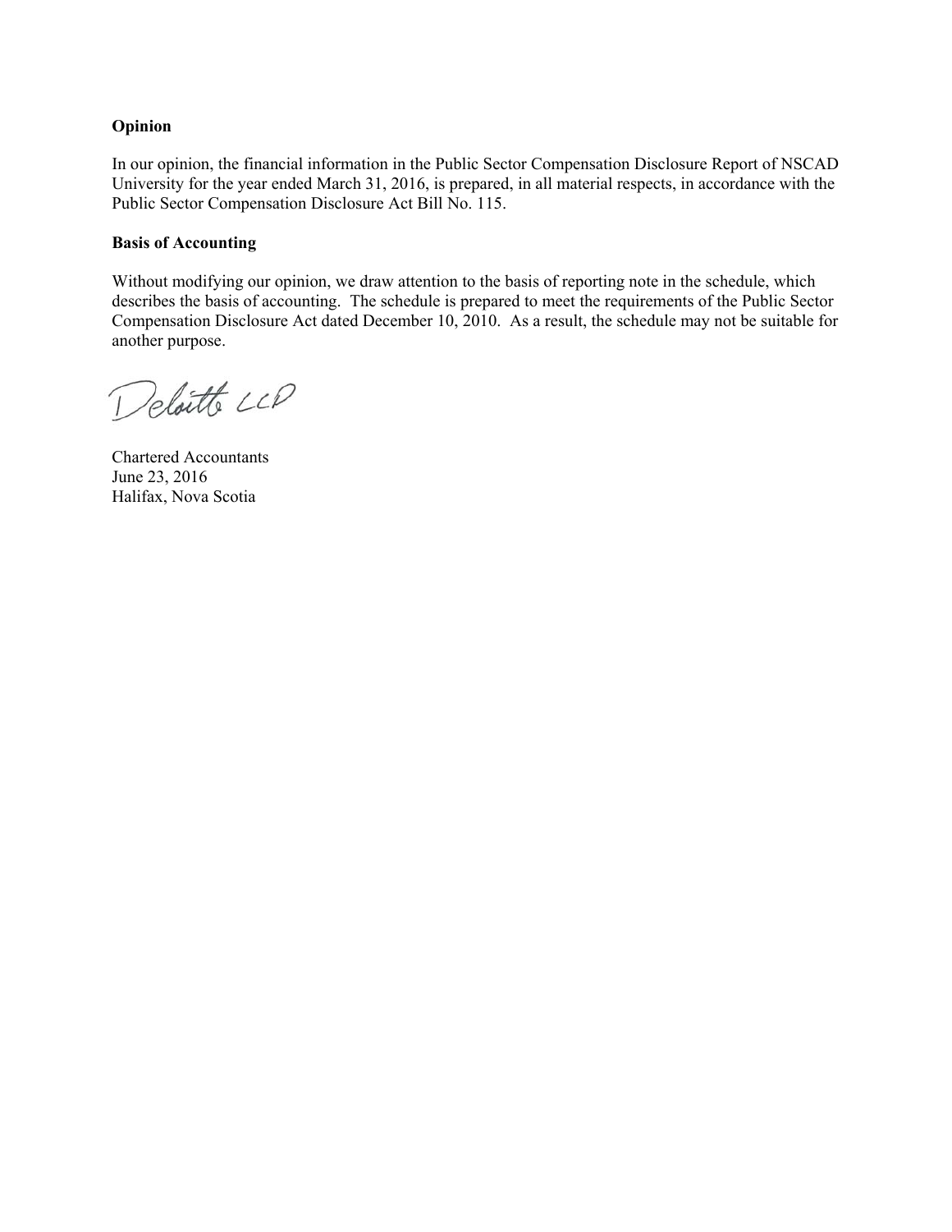**Opinion**

In our opinion, the financial information in the Public Sector Compensation Disclosure Report of NSCAD University for the year ended March 31, 2016, is prepared, in all material respects, in accordance with the Public Sector Compensation Disclosure Act Bill No. 115.

**Basis of Accounting**

Without modifying our opinion, we draw attention to the basis of reporting note in the schedule, which describes the basis of accounting. The schedule is prepared to meet the requirements of the Public Sector Compensation Disclosure Act dated December 10, 2010. As a result, the schedule may not be suitable for another purpose.

Deloitte LLP

Chartered Accountants
June 23, 2016
Halifax, Nova Scotia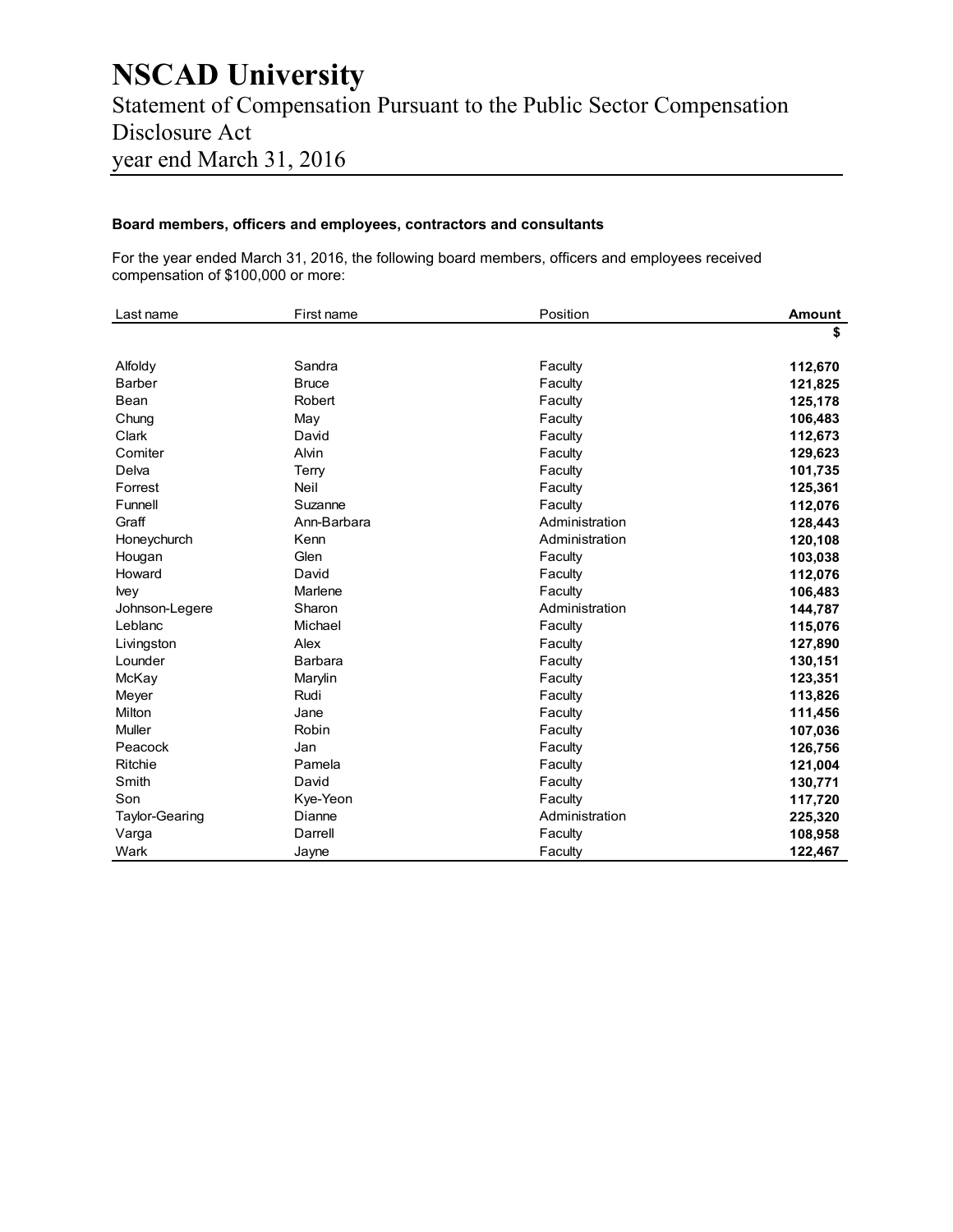# NSCAD University

Statement of Compensation Pursuant to the Public Sector Compensation Disclosure Act

year end March 31, 2016

### Board members, officers and employees, contractors and consultants

For the year ended March 31, 2016, the following board members, officers and employees received compensation of $100,000 or more:

| Last name | First name | Position | Amount |
|---|---|---|---|
| | | | **$** |
| Alfoldy | Sandra | Faculty | **112,670** |
| Barber | Bruce | Faculty | **121,825** |
| Bean | Robert | Faculty | **125,178** |
| Chung | May | Faculty | **106,483** |
| Clark | David | Faculty | **112,673** |
| Comiter | Alvin | Faculty | **129,623** |
| Delva | Terry | Faculty | **101,735** |
| Forrest | Neil | Faculty | **125,361** |
| Funnell | Suzanne | Faculty | **112,076** |
| Graff | Ann-Barbara | Administration | **128,443** |
| Honeychurch | Kenn | Administration | **120,108** |
| Hougan | Glen | Faculty | **103,038** |
| Howard | David | Faculty | **112,076** |
| Ivey | Marlene | Faculty | **106,483** |
| Johnson-Legere | Sharon | Administration | **144,787** |
| Leblanc | Michael | Faculty | **115,076** |
| Livingston | Alex | Faculty | **127,890** |
| Lounder | Barbara | Faculty | **130,151** |
| McKay | Marylin | Faculty | **123,351** |
| Meyer | Rudi | Faculty | **113,826** |
| Milton | Jane | Faculty | **111,456** |
| Muller | Robin | Faculty | **107,036** |
| Peacock | Jan | Faculty | **126,756** |
| Ritchie | Pamela | Faculty | **121,004** |
| Smith | David | Faculty | **130,771** |
| Son | Kye-Yeon | Faculty | **117,720** |
| Taylor-Gearing | Dianne | Administration | **225,320** |
| Varga | Darrell | Faculty | **108,958** |
| Wark | Jayne | Faculty | **122,467** |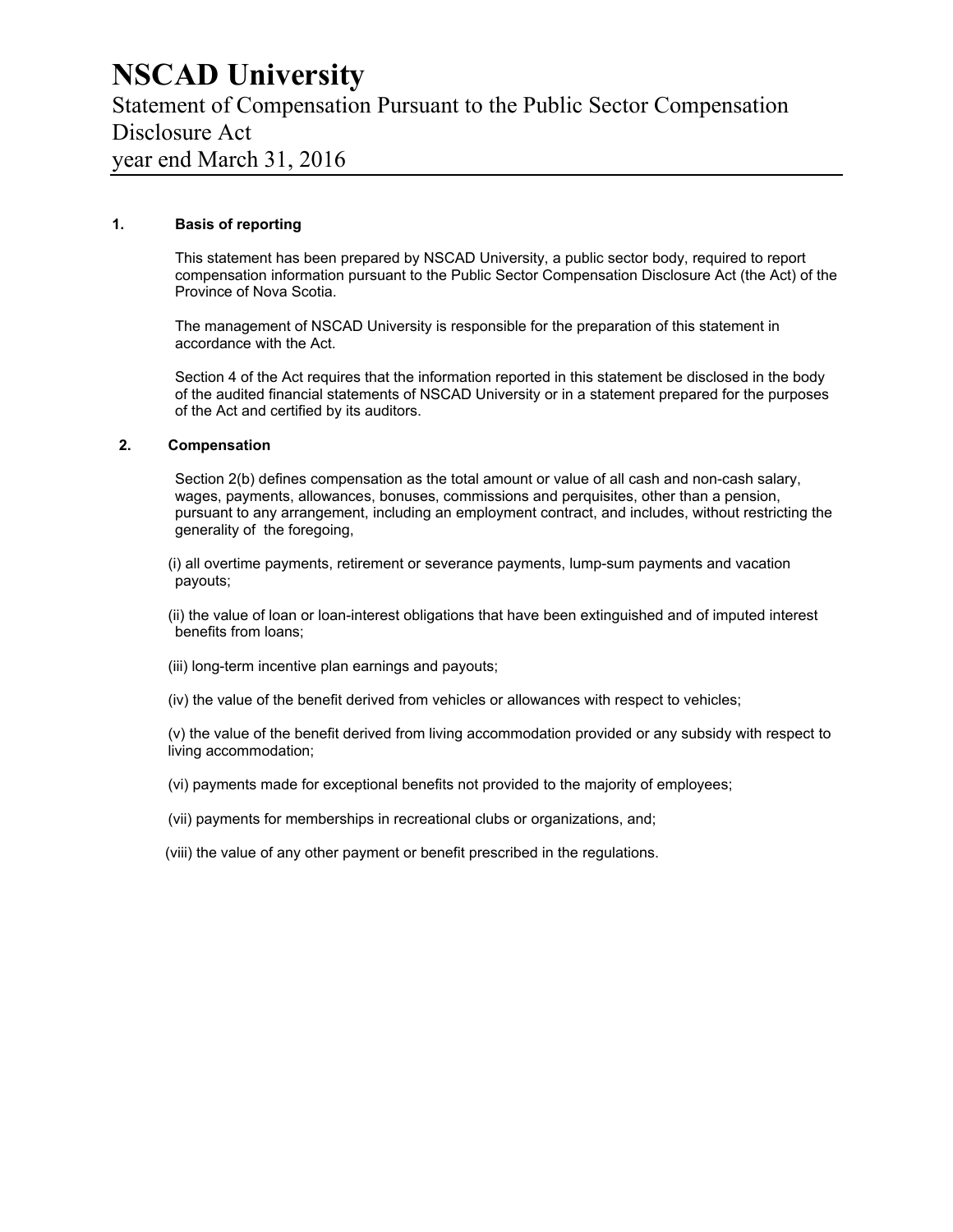# NSCAD University

## Statement of Compensation Pursuant to the Public Sector Compensation Disclosure Act

## year end March 31, 2016

**1. Basis of reporting**

This statement has been prepared by NSCAD University, a public sector body, required to report compensation information pursuant to the Public Sector Compensation Disclosure Act (the Act) of the Province of Nova Scotia.

The management of NSCAD University is responsible for the preparation of this statement in accordance with the Act.

Section 4 of the Act requires that the information reported in this statement be disclosed in the body of the audited financial statements of NSCAD University or in a statement prepared for the purposes of the Act and certified by its auditors.

**2. Compensation**

Section 2(b) defines compensation as the total amount or value of all cash and non-cash salary, wages, payments, allowances, bonuses, commissions and perquisites, other than a pension, pursuant to any arrangement, including an employment contract, and includes, without restricting the generality of the foregoing,

(i) all overtime payments, retirement or severance payments, lump-sum payments and vacation payouts;

(ii) the value of loan or loan-interest obligations that have been extinguished and of imputed interest benefits from loans;

(iii) long-term incentive plan earnings and payouts;

(iv) the value of the benefit derived from vehicles or allowances with respect to vehicles;

(v) the value of the benefit derived from living accommodation provided or any subsidy with respect to living accommodation;

(vi) payments made for exceptional benefits not provided to the majority of employees;

(vii) payments for memberships in recreational clubs or organizations, and;

(viii) the value of any other payment or benefit prescribed in the regulations.